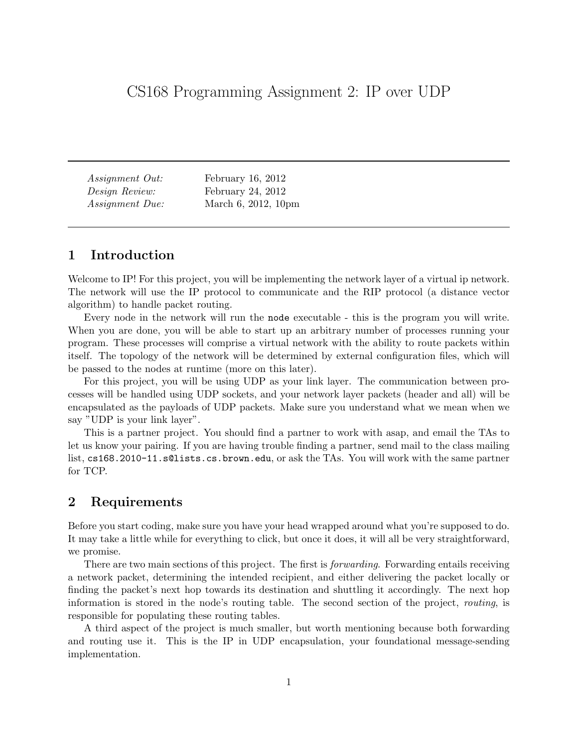# CS168 Programming Assignment 2: IP over UDP

| | |
|---|---|
| *Assignment Out:* | February 16, 2012 |
| *Design Review:* | February 24, 2012 |
| *Assignment Due:* | March 6, 2012, 10pm |

## 1 Introduction

Welcome to IP! For this project, you will be implementing the network layer of a virtual ip network. The network will use the IP protocol to communicate and the RIP protocol (a distance vector algorithm) to handle packet routing.

Every node in the network will run the `node` executable - this is the program you will write. When you are done, you will be able to start up an arbitrary number of processes running your program. These processes will comprise a virtual network with the ability to route packets within itself. The topology of the network will be determined by external configuration files, which will be passed to the nodes at runtime (more on this later).

For this project, you will be using UDP as your link layer. The communication between processes will be handled using UDP sockets, and your network layer packets (header and all) will be encapsulated as the payloads of UDP packets. Make sure you understand what we mean when we say "UDP is your link layer".

This is a partner project. You should find a partner to work with asap, and email the TAs to let us know your pairing. If you are having trouble finding a partner, send mail to the class mailing list, `cs168.2010-11.s@lists.cs.brown.edu`, or ask the TAs. You will work with the same partner for TCP.

## 2 Requirements

Before you start coding, make sure you have your head wrapped around what you're supposed to do. It may take a little while for everything to click, but once it does, it will all be very straightforward, we promise.

There are two main sections of this project. The first is *forwarding*. Forwarding entails receiving a network packet, determining the intended recipient, and either delivering the packet locally or finding the packet's next hop towards its destination and shuttling it accordingly. The next hop information is stored in the node's routing table. The second section of the project, *routing*, is responsible for populating these routing tables.

A third aspect of the project is much smaller, but worth mentioning because both forwarding and routing use it. This is the IP in UDP encapsulation, your foundational message-sending implementation.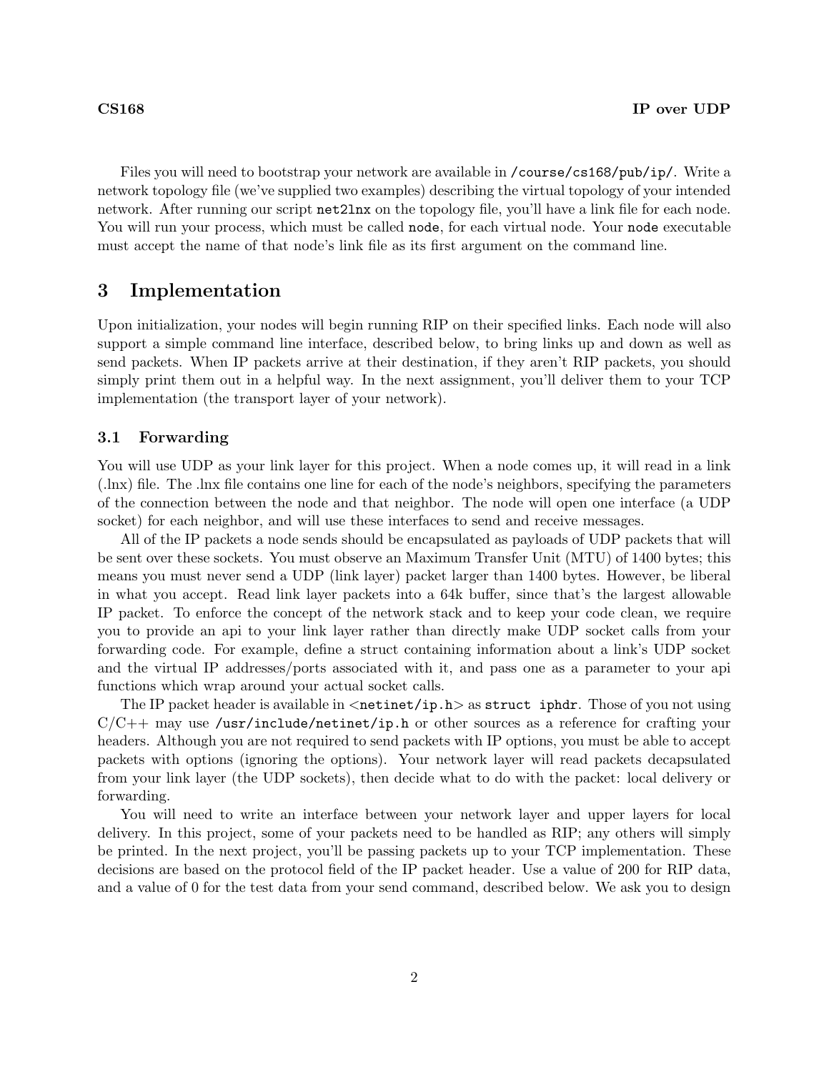Files you will need to bootstrap your network are available in `/course/cs168/pub/ip/`. Write a network topology file (we've supplied two examples) describing the virtual topology of your intended network. After running our script `net2lnx` on the topology file, you'll have a link file for each node. You will run your process, which must be called `node`, for each virtual node. Your `node` executable must accept the name of that node's link file as its first argument on the command line.

## 3 Implementation

Upon initialization, your nodes will begin running RIP on their specified links. Each node will also support a simple command line interface, described below, to bring links up and down as well as send packets. When IP packets arrive at their destination, if they aren't RIP packets, you should simply print them out in a helpful way. In the next assignment, you'll deliver them to your TCP implementation (the transport layer of your network).

### 3.1 Forwarding

You will use UDP as your link layer for this project. When a node comes up, it will read in a link (.lnx) file. The .lnx file contains one line for each of the node's neighbors, specifying the parameters of the connection between the node and that neighbor. The node will open one interface (a UDP socket) for each neighbor, and will use these interfaces to send and receive messages.

All of the IP packets a node sends should be encapsulated as payloads of UDP packets that will be sent over these sockets. You must observe an Maximum Transfer Unit (MTU) of 1400 bytes; this means you must never send a UDP (link layer) packet larger than 1400 bytes. However, be liberal in what you accept. Read link layer packets into a 64k buffer, since that's the largest allowable IP packet. To enforce the concept of the network stack and to keep your code clean, we require you to provide an api to your link layer rather than directly make UDP socket calls from your forwarding code. For example, define a struct containing information about a link's UDP socket and the virtual IP addresses/ports associated with it, and pass one as a parameter to your api functions which wrap around your actual socket calls.

The IP packet header is available in <`netinet/ip.h`> as `struct iphdr`. Those of you not using C/C++ may use `/usr/include/netinet/ip.h` or other sources as a reference for crafting your headers. Although you are not required to send packets with IP options, you must be able to accept packets with options (ignoring the options). Your network layer will read packets decapsulated from your link layer (the UDP sockets), then decide what to do with the packet: local delivery or forwarding.

You will need to write an interface between your network layer and upper layers for local delivery. In this project, some of your packets need to be handled as RIP; any others will simply be printed. In the next project, you'll be passing packets up to your TCP implementation. These decisions are based on the protocol field of the IP packet header. Use a value of 200 for RIP data, and a value of 0 for the test data from your send command, described below. We ask you to design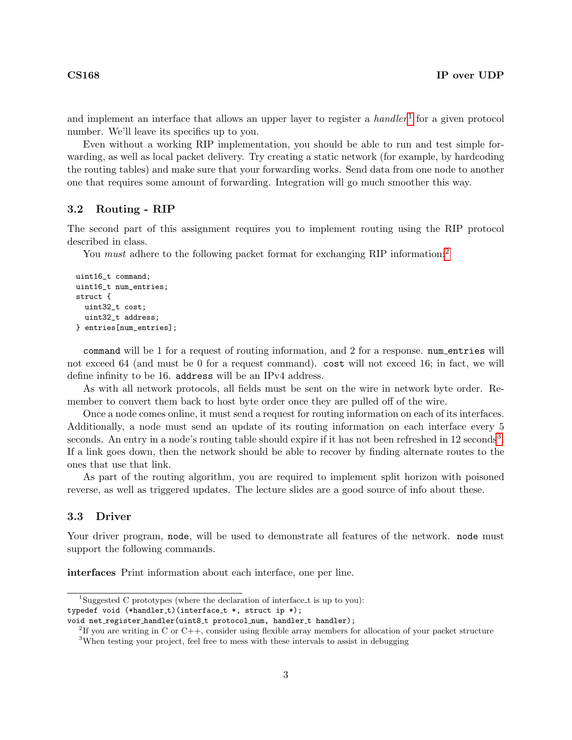and implement an interface that allows an upper layer to register a *handler*[1] for a given protocol number. We'll leave its specifics up to you.

Even without a working RIP implementation, you should be able to run and test simple forwarding, as well as local packet delivery. Try creating a static network (for example, by hardcoding the routing tables) and make sure that your forwarding works. Send data from one node to another one that requires some amount of forwarding. Integration will go much smoother this way.

### 3.2 Routing - RIP

The second part of this assignment requires you to implement routing using the RIP protocol described in class.

You *must* adhere to the following packet format for exchanging RIP information:[2]

```
uint16_t command;
uint16_t num_entries;
struct {
  uint32_t cost;
  uint32_t address;
} entries[num_entries];
```

`command` will be 1 for a request of routing information, and 2 for a response. `num_entries` will not exceed 64 (and must be 0 for a request command). `cost` will not exceed 16; in fact, we will define infinity to be 16. `address` will be an IPv4 address.

As with all network protocols, all fields must be sent on the wire in network byte order. Remember to convert them back to host byte order once they are pulled off of the wire.

Once a node comes online, it must send a request for routing information on each of its interfaces. Additionally, a node must send an update of its routing information on each interface every 5 seconds. An entry in a node's routing table should expire if it has not been refreshed in 12 seconds[3]. If a link goes down, then the network should be able to recover by finding alternate routes to the ones that use that link.

As part of the routing algorithm, you are required to implement split horizon with poisoned reverse, as well as triggered updates. The lecture slides are a good source of info about these.

### 3.3 Driver

Your driver program, `node`, will be used to demonstrate all features of the network. `node` must support the following commands.

**interfaces** Print information about each interface, one per line.

---

[1] Suggested C prototypes (where the declaration of interface_t is up to you):

```
typedef void (*handler_t)(interface_t *, struct ip *);
void net_register_handler(uint8_t protocol_num, handler_t handler);
```

[2] If you are writing in C or C++, consider using flexible array members for allocation of your packet structure

[3] When testing your project, feel free to mess with these intervals to assist in debugging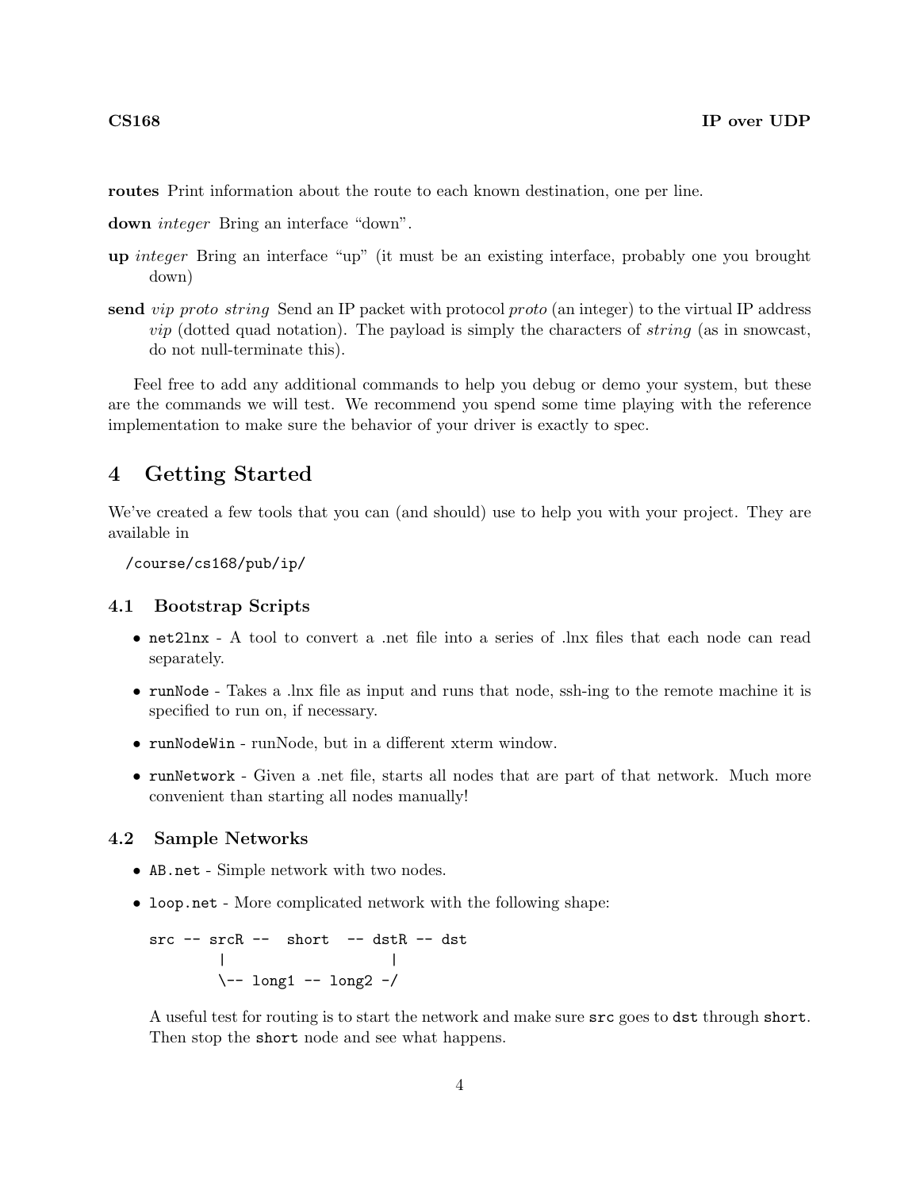**routes** Print information about the route to each known destination, one per line.

**down** *integer* Bring an interface "down".

**up** *integer* Bring an interface "up" (it must be an existing interface, probably one you brought down)

**send** *vip proto string* Send an IP packet with protocol *proto* (an integer) to the virtual IP address *vip* (dotted quad notation). The payload is simply the characters of *string* (as in snowcast, do not null-terminate this).

Feel free to add any additional commands to help you debug or demo your system, but these are the commands we will test. We recommend you spend some time playing with the reference implementation to make sure the behavior of your driver is exactly to spec.

## 4 Getting Started

We've created a few tools that you can (and should) use to help you with your project. They are available in

```
/course/cs168/pub/ip/
```

### 4.1 Bootstrap Scripts

- `net2lnx` - A tool to convert a .net file into a series of .lnx files that each node can read separately.
- `runNode` - Takes a .lnx file as input and runs that node, ssh-ing to the remote machine it is specified to run on, if necessary.
- `runNodeWin` - runNode, but in a different xterm window.
- `runNetwork` - Given a .net file, starts all nodes that are part of that network. Much more convenient than starting all nodes manually!

### 4.2 Sample Networks

- `AB.net` - Simple network with two nodes.
- `loop.net` - More complicated network with the following shape:

  ```
  src -- srcR --  short  -- dstR -- dst
          |                  |
          \-- long1 -- long2 -/
  ```

  A useful test for routing is to start the network and make sure `src` goes to `dst` through `short`. Then stop the `short` node and see what happens.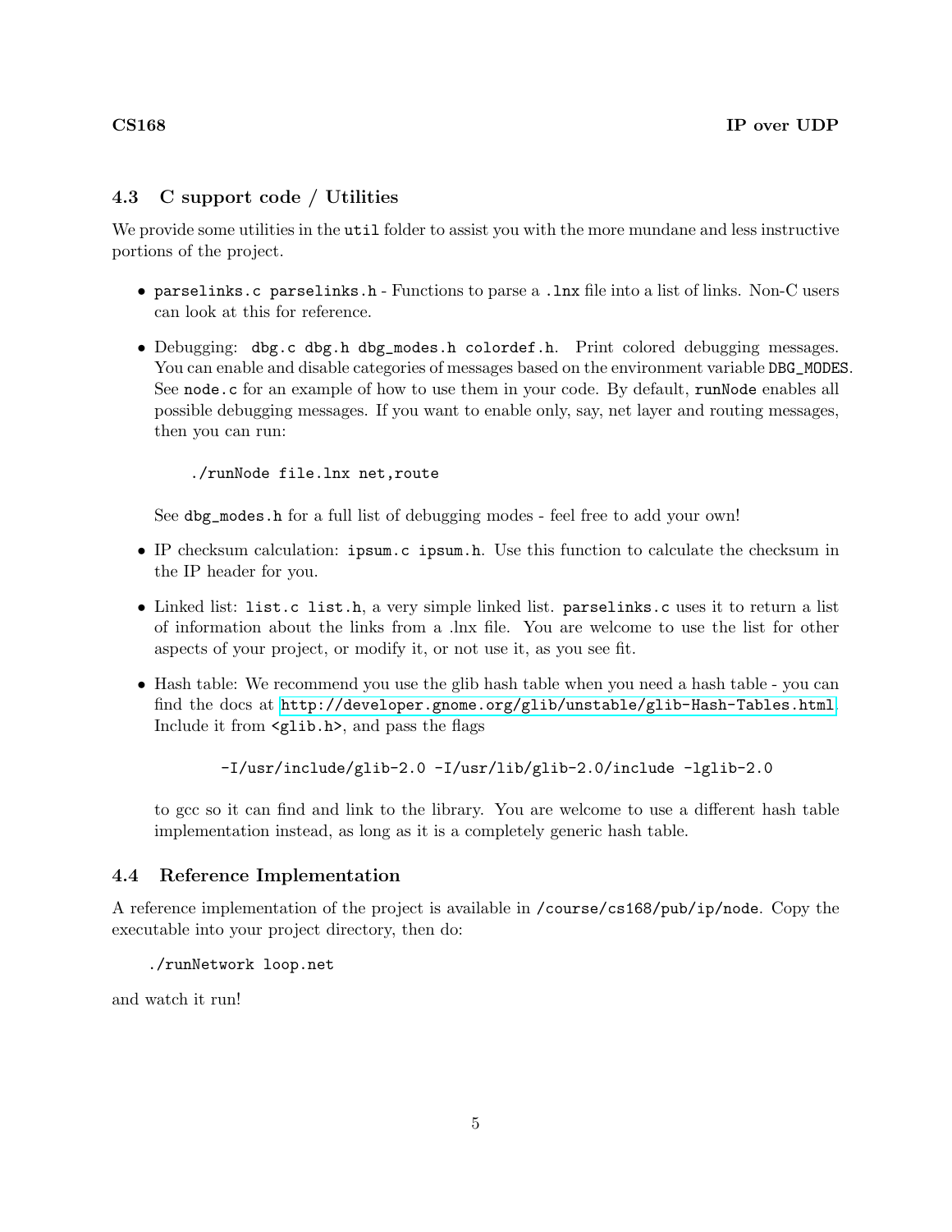### 4.3 C support code / Utilities

We provide some utilities in the `util` folder to assist you with the more mundane and less instructive portions of the project.

- `parselinks.c parselinks.h` - Functions to parse a `.lnx` file into a list of links. Non-C users can look at this for reference.
- Debugging: `dbg.c dbg.h dbg_modes.h colordef.h`. Print colored debugging messages. You can enable and disable categories of messages based on the environment variable `DBG_MODES`. See `node.c` for an example of how to use them in your code. By default, `runNode` enables all possible debugging messages. If you want to enable only, say, net layer and routing messages, then you can run:

  ```
  ./runNode file.lnx net,route
  ```

  See `dbg_modes.h` for a full list of debugging modes - feel free to add your own!
- IP checksum calculation: `ipsum.c ipsum.h`. Use this function to calculate the checksum in the IP header for you.
- Linked list: `list.c list.h`, a very simple linked list. `parselinks.c` uses it to return a list of information about the links from a .lnx file. You are welcome to use the list for other aspects of your project, or modify it, or not use it, as you see fit.
- Hash table: We recommend you use the glib hash table when you need a hash table - you can find the docs at http://developer.gnome.org/glib/unstable/glib-Hash-Tables.html. Include it from `<glib.h>`, and pass the flags

  ```
  -I/usr/include/glib-2.0 -I/usr/lib/glib-2.0/include -lglib-2.0
  ```

  to gcc so it can find and link to the library. You are welcome to use a different hash table implementation instead, as long as it is a completely generic hash table.

### 4.4 Reference Implementation

A reference implementation of the project is available in `/course/cs168/pub/ip/node`. Copy the executable into your project directory, then do:

```
./runNetwork loop.net
```

and watch it run!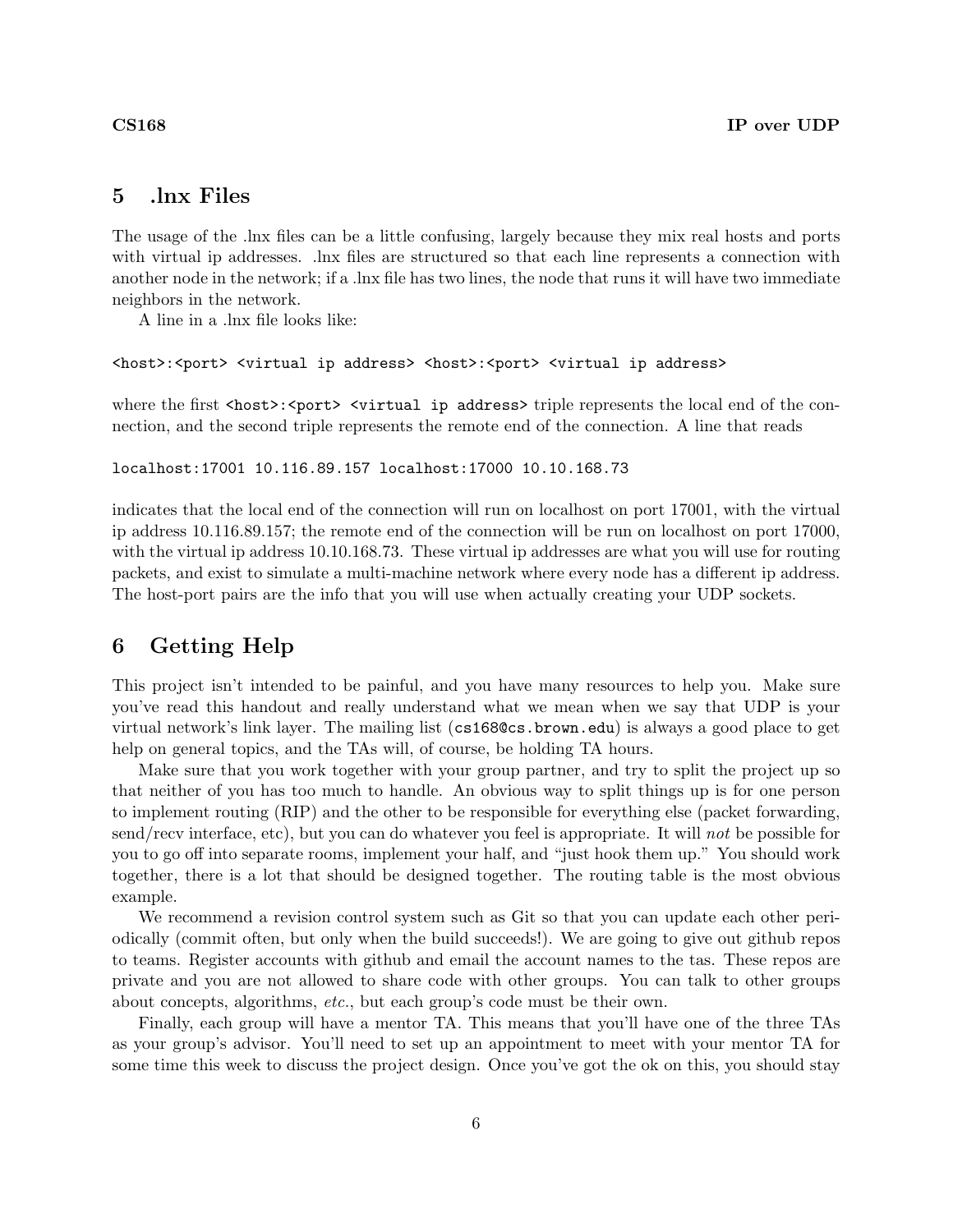## 5 .lnx Files

The usage of the .lnx files can be a little confusing, largely because they mix real hosts and ports with virtual ip addresses. .lnx files are structured so that each line represents a connection with another node in the network; if a .lnx file has two lines, the node that runs it will have two immediate neighbors in the network.

A line in a .lnx file looks like:

```
<host>:<port> <virtual ip address> <host>:<port> <virtual ip address>
```

where the first `<host>:<port> <virtual ip address>` triple represents the local end of the connection, and the second triple represents the remote end of the connection. A line that reads

```
localhost:17001 10.116.89.157 localhost:17000 10.10.168.73
```

indicates that the local end of the connection will run on localhost on port 17001, with the virtual ip address 10.116.89.157; the remote end of the connection will be run on localhost on port 17000, with the virtual ip address 10.10.168.73. These virtual ip addresses are what you will use for routing packets, and exist to simulate a multi-machine network where every node has a different ip address. The host-port pairs are the info that you will use when actually creating your UDP sockets.

## 6 Getting Help

This project isn't intended to be painful, and you have many resources to help you. Make sure you've read this handout and really understand what we mean when we say that UDP is your virtual network's link layer. The mailing list (`cs168@cs.brown.edu`) is always a good place to get help on general topics, and the TAs will, of course, be holding TA hours.

Make sure that you work together with your group partner, and try to split the project up so that neither of you has too much to handle. An obvious way to split things up is for one person to implement routing (RIP) and the other to be responsible for everything else (packet forwarding, send/recv interface, etc), but you can do whatever you feel is appropriate. It will *not* be possible for you to go off into separate rooms, implement your half, and "just hook them up." You should work together, there is a lot that should be designed together. The routing table is the most obvious example.

We recommend a revision control system such as Git so that you can update each other periodically (commit often, but only when the build succeeds!). We are going to give out github repos to teams. Register accounts with github and email the account names to the tas. These repos are private and you are not allowed to share code with other groups. You can talk to other groups about concepts, algorithms, *etc.*, but each group's code must be their own.

Finally, each group will have a mentor TA. This means that you'll have one of the three TAs as your group's advisor. You'll need to set up an appointment to meet with your mentor TA for some time this week to discuss the project design. Once you've got the ok on this, you should stay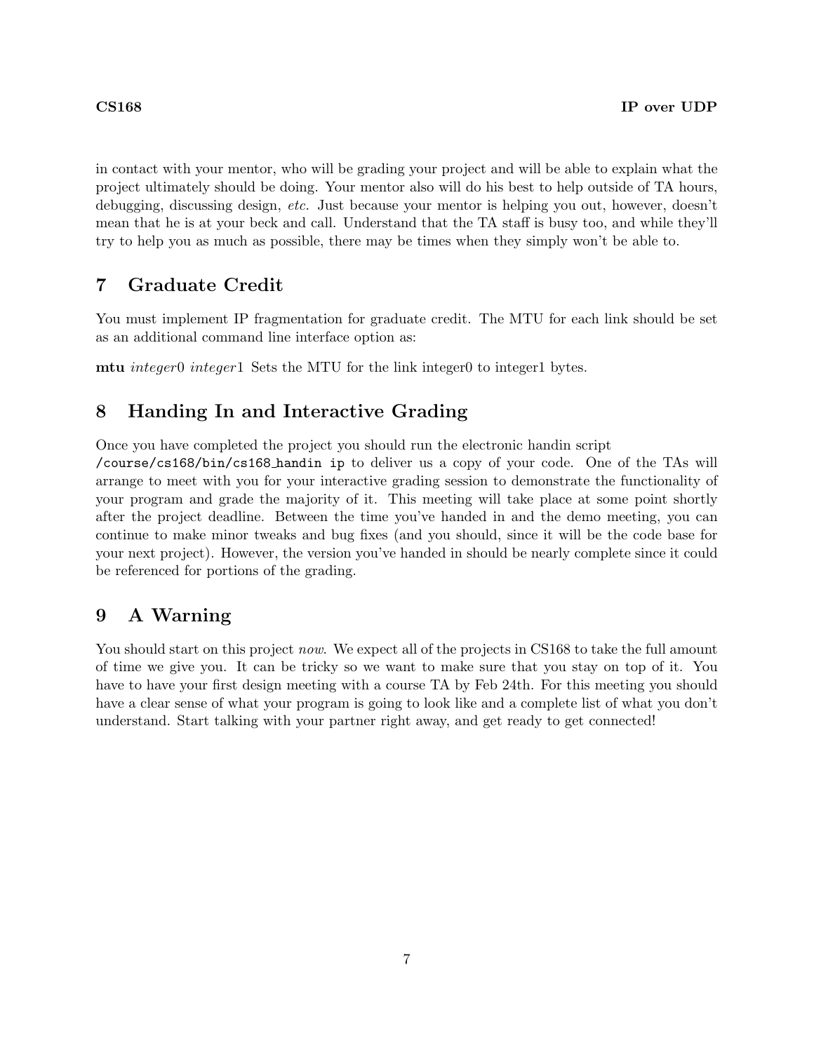in contact with your mentor, who will be grading your project and will be able to explain what the project ultimately should be doing. Your mentor also will do his best to help outside of TA hours, debugging, discussing design, *etc.* Just because your mentor is helping you out, however, doesn't mean that he is at your beck and call. Understand that the TA staff is busy too, and while they'll try to help you as much as possible, there may be times when they simply won't be able to.

## 7 Graduate Credit

You must implement IP fragmentation for graduate credit. The MTU for each link should be set as an additional command line interface option as:

**mtu** *integer*0 *integer*1 Sets the MTU for the link integer0 to integer1 bytes.

## 8 Handing In and Interactive Grading

Once you have completed the project you should run the electronic handin script `/course/cs168/bin/cs168_handin ip` to deliver us a copy of your code. One of the TAs will arrange to meet with you for your interactive grading session to demonstrate the functionality of your program and grade the majority of it. This meeting will take place at some point shortly after the project deadline. Between the time you've handed in and the demo meeting, you can continue to make minor tweaks and bug fixes (and you should, since it will be the code base for your next project). However, the version you've handed in should be nearly complete since it could be referenced for portions of the grading.

## 9 A Warning

You should start on this project *now*. We expect all of the projects in CS168 to take the full amount of time we give you. It can be tricky so we want to make sure that you stay on top of it. You have to have your first design meeting with a course TA by Feb 24th. For this meeting you should have a clear sense of what your program is going to look like and a complete list of what you don't understand. Start talking with your partner right away, and get ready to get connected!